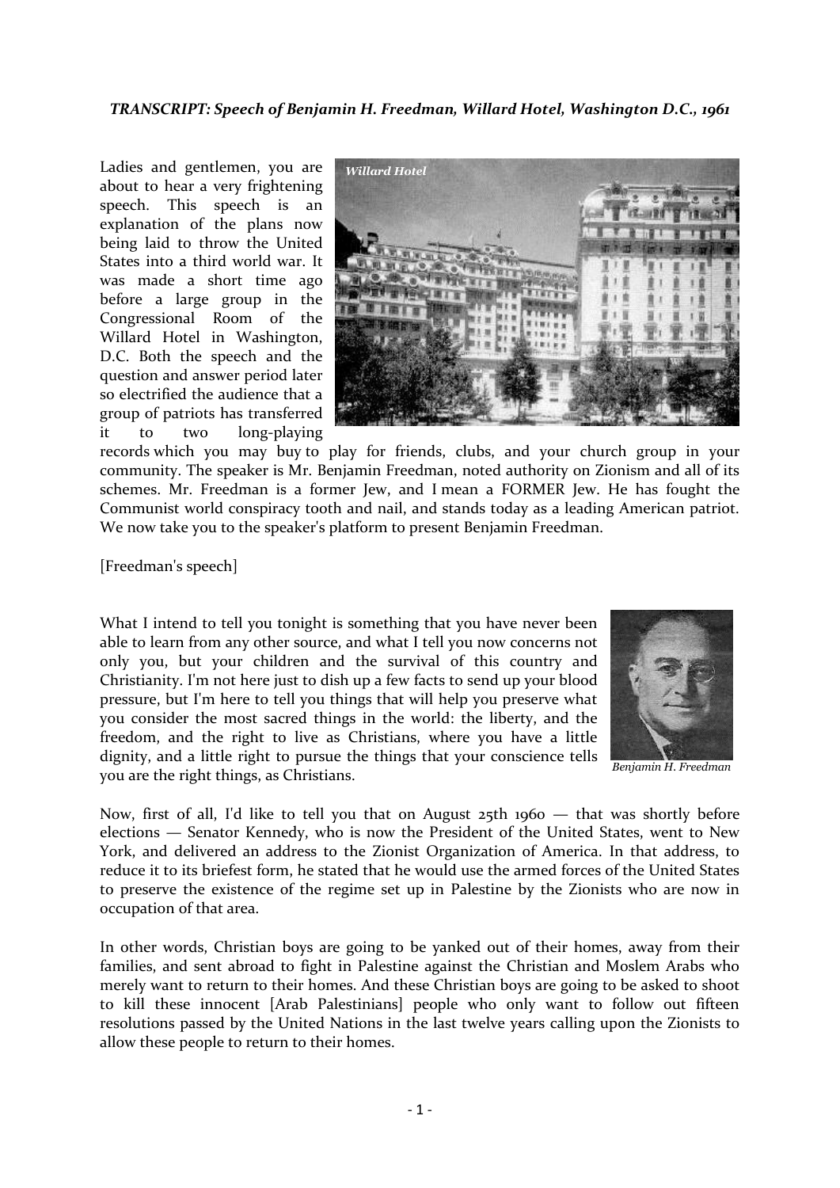***TRANSCRIPT: Speech of Benjamin H. Freedman, Willard Hotel, Washington D.C., 1961***

Ladies and gentlemen, you are about to hear a very frightening speech. This speech is an explanation of the plans now being laid to throw the United States into a third world war. It was made a short time ago before a large group in the Congressional Room of the Willard Hotel in Washington, D.C. Both the speech and the question and answer period later so electrified the audience that a group of patriots has transferred it to two long-playing records which you may buy to play for friends, clubs, and your church group in your community. The speaker is Mr. Benjamin Freedman, noted authority on Zionism and all of its schemes. Mr. Freedman is a former Jew, and I mean a FORMER Jew. He has fought the Communist world conspiracy tooth and nail, and stands today as a leading American patriot. We now take you to the speaker's platform to present Benjamin Freedman.

*Willard Hotel*

[Freedman's speech]

What I intend to tell you tonight is something that you have never been able to learn from any other source, and what I tell you now concerns not only you, but your children and the survival of this country and Christianity. I'm not here just to dish up a few facts to send up your blood pressure, but I'm here to tell you things that will help you preserve what you consider the most sacred things in the world: the liberty, and the freedom, and the right to live as Christians, where you have a little dignity, and a little right to pursue the things that your conscience tells you are the right things, as Christians.

*Benjamin H. Freedman*

Now, first of all, I'd like to tell you that on August 25th 1960 — that was shortly before elections — Senator Kennedy, who is now the President of the United States, went to New York, and delivered an address to the Zionist Organization of America. In that address, to reduce it to its briefest form, he stated that he would use the armed forces of the United States to preserve the existence of the regime set up in Palestine by the Zionists who are now in occupation of that area.

In other words, Christian boys are going to be yanked out of their homes, away from their families, and sent abroad to fight in Palestine against the Christian and Moslem Arabs who merely want to return to their homes. And these Christian boys are going to be asked to shoot to kill these innocent [Arab Palestinians] people who only want to follow out fifteen resolutions passed by the United Nations in the last twelve years calling upon the Zionists to allow these people to return to their homes.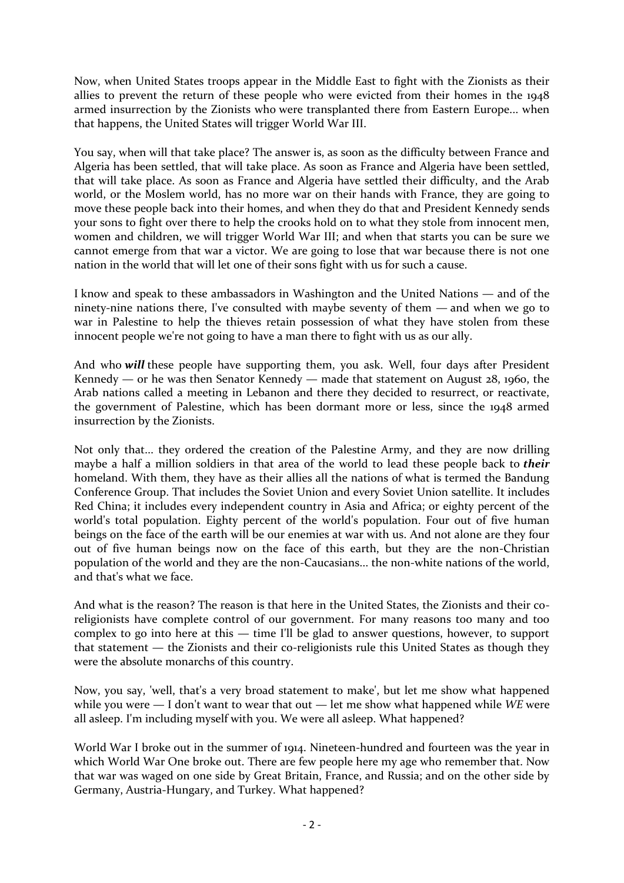Now, when United States troops appear in the Middle East to fight with the Zionists as their allies to prevent the return of these people who were evicted from their homes in the 1948 armed insurrection by the Zionists who were transplanted there from Eastern Europe... when that happens, the United States will trigger World War III.

You say, when will that take place? The answer is, as soon as the difficulty between France and Algeria has been settled, that will take place. As soon as France and Algeria have been settled, that will take place. As soon as France and Algeria have settled their difficulty, and the Arab world, or the Moslem world, has no more war on their hands with France, they are going to move these people back into their homes, and when they do that and President Kennedy sends your sons to fight over there to help the crooks hold on to what they stole from innocent men, women and children, we will trigger World War III; and when that starts you can be sure we cannot emerge from that war a victor. We are going to lose that war because there is not one nation in the world that will let one of their sons fight with us for such a cause.

I know and speak to these ambassadors in Washington and the United Nations — and of the ninety-nine nations there, I've consulted with maybe seventy of them — and when we go to war in Palestine to help the thieves retain possession of what they have stolen from these innocent people we're not going to have a man there to fight with us as our ally.

And who ***will*** these people have supporting them, you ask. Well, four days after President Kennedy — or he was then Senator Kennedy — made that statement on August 28, 1960, the Arab nations called a meeting in Lebanon and there they decided to resurrect, or reactivate, the government of Palestine, which has been dormant more or less, since the 1948 armed insurrection by the Zionists.

Not only that... they ordered the creation of the Palestine Army, and they are now drilling maybe a half a million soldiers in that area of the world to lead these people back to ***their*** homeland. With them, they have as their allies all the nations of what is termed the Bandung Conference Group. That includes the Soviet Union and every Soviet Union satellite. It includes Red China; it includes every independent country in Asia and Africa; or eighty percent of the world's total population. Eighty percent of the world's population. Four out of five human beings on the face of the earth will be our enemies at war with us. And not alone are they four out of five human beings now on the face of this earth, but they are the non-Christian population of the world and they are the non-Caucasians... the non-white nations of the world, and that's what we face.

And what is the reason? The reason is that here in the United States, the Zionists and their co-religionists have complete control of our government. For many reasons too many and too complex to go into here at this — time I'll be glad to answer questions, however, to support that statement — the Zionists and their co-religionists rule this United States as though they were the absolute monarchs of this country.

Now, you say, 'well, that's a very broad statement to make', but let me show what happened while you were — I don't want to wear that out — let me show what happened while *WE* were all asleep. I'm including myself with you. We were all asleep. What happened?

World War I broke out in the summer of 1914. Nineteen-hundred and fourteen was the year in which World War One broke out. There are few people here my age who remember that. Now that war was waged on one side by Great Britain, France, and Russia; and on the other side by Germany, Austria-Hungary, and Turkey. What happened?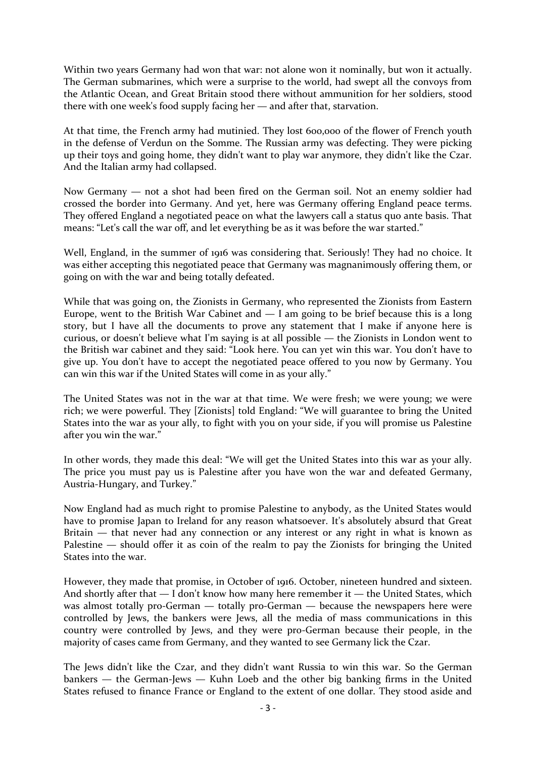Within two years Germany had won that war: not alone won it nominally, but won it actually. The German submarines, which were a surprise to the world, had swept all the convoys from the Atlantic Ocean, and Great Britain stood there without ammunition for her soldiers, stood there with one week's food supply facing her — and after that, starvation.

At that time, the French army had mutinied. They lost 600,000 of the flower of French youth in the defense of Verdun on the Somme. The Russian army was defecting. They were picking up their toys and going home, they didn't want to play war anymore, they didn't like the Czar. And the Italian army had collapsed.

Now Germany — not a shot had been fired on the German soil. Not an enemy soldier had crossed the border into Germany. And yet, here was Germany offering England peace terms. They offered England a negotiated peace on what the lawyers call a status quo ante basis. That means: "Let's call the war off, and let everything be as it was before the war started."

Well, England, in the summer of 1916 was considering that. Seriously! They had no choice. It was either accepting this negotiated peace that Germany was magnanimously offering them, or going on with the war and being totally defeated.

While that was going on, the Zionists in Germany, who represented the Zionists from Eastern Europe, went to the British War Cabinet and — I am going to be brief because this is a long story, but I have all the documents to prove any statement that I make if anyone here is curious, or doesn't believe what I'm saying is at all possible — the Zionists in London went to the British war cabinet and they said: "Look here. You can yet win this war. You don't have to give up. You don't have to accept the negotiated peace offered to you now by Germany. You can win this war if the United States will come in as your ally."

The United States was not in the war at that time. We were fresh; we were young; we were rich; we were powerful. They [Zionists] told England: "We will guarantee to bring the United States into the war as your ally, to fight with you on your side, if you will promise us Palestine after you win the war."

In other words, they made this deal: "We will get the United States into this war as your ally. The price you must pay us is Palestine after you have won the war and defeated Germany, Austria-Hungary, and Turkey."

Now England had as much right to promise Palestine to anybody, as the United States would have to promise Japan to Ireland for any reason whatsoever. It's absolutely absurd that Great Britain — that never had any connection or any interest or any right in what is known as Palestine — should offer it as coin of the realm to pay the Zionists for bringing the United States into the war.

However, they made that promise, in October of 1916. October, nineteen hundred and sixteen. And shortly after that — I don't know how many here remember it — the United States, which was almost totally pro-German — totally pro-German — because the newspapers here were controlled by Jews, the bankers were Jews, all the media of mass communications in this country were controlled by Jews, and they were pro-German because their people, in the majority of cases came from Germany, and they wanted to see Germany lick the Czar.

The Jews didn't like the Czar, and they didn't want Russia to win this war. So the German bankers — the German-Jews — Kuhn Loeb and the other big banking firms in the United States refused to finance France or England to the extent of one dollar. They stood aside and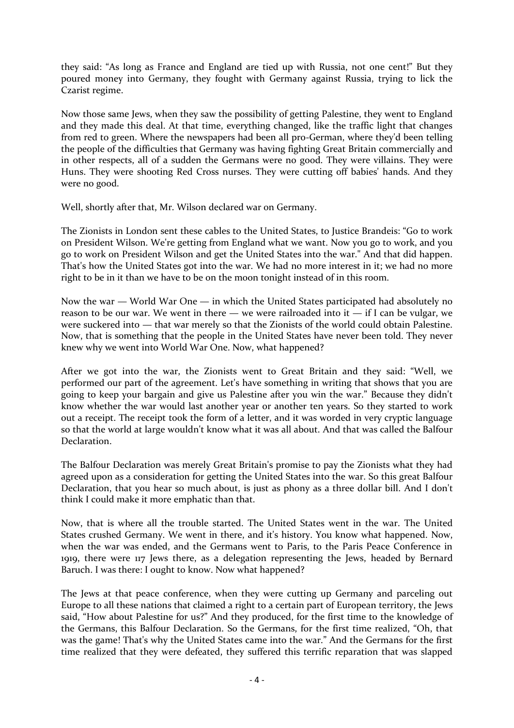they said: "As long as France and England are tied up with Russia, not one cent!" But they poured money into Germany, they fought with Germany against Russia, trying to lick the Czarist regime.

Now those same Jews, when they saw the possibility of getting Palestine, they went to England and they made this deal. At that time, everything changed, like the traffic light that changes from red to green. Where the newspapers had been all pro-German, where they'd been telling the people of the difficulties that Germany was having fighting Great Britain commercially and in other respects, all of a sudden the Germans were no good. They were villains. They were Huns. They were shooting Red Cross nurses. They were cutting off babies' hands. And they were no good.

Well, shortly after that, Mr. Wilson declared war on Germany.

The Zionists in London sent these cables to the United States, to Justice Brandeis: "Go to work on President Wilson. We're getting from England what we want. Now you go to work, and you go to work on President Wilson and get the United States into the war." And that did happen. That's how the United States got into the war. We had no more interest in it; we had no more right to be in it than we have to be on the moon tonight instead of in this room.

Now the war — World War One — in which the United States participated had absolutely no reason to be our war. We went in there — we were railroaded into it — if I can be vulgar, we were suckered into — that war merely so that the Zionists of the world could obtain Palestine. Now, that is something that the people in the United States have never been told. They never knew why we went into World War One. Now, what happened?

After we got into the war, the Zionists went to Great Britain and they said: "Well, we performed our part of the agreement. Let's have something in writing that shows that you are going to keep your bargain and give us Palestine after you win the war." Because they didn't know whether the war would last another year or another ten years. So they started to work out a receipt. The receipt took the form of a letter, and it was worded in very cryptic language so that the world at large wouldn't know what it was all about. And that was called the Balfour Declaration.

The Balfour Declaration was merely Great Britain's promise to pay the Zionists what they had agreed upon as a consideration for getting the United States into the war. So this great Balfour Declaration, that you hear so much about, is just as phony as a three dollar bill. And I don't think I could make it more emphatic than that.

Now, that is where all the trouble started. The United States went in the war. The United States crushed Germany. We went in there, and it's history. You know what happened. Now, when the war was ended, and the Germans went to Paris, to the Paris Peace Conference in 1919, there were 117 Jews there, as a delegation representing the Jews, headed by Bernard Baruch. I was there: I ought to know. Now what happened?

The Jews at that peace conference, when they were cutting up Germany and parceling out Europe to all these nations that claimed a right to a certain part of European territory, the Jews said, "How about Palestine for us?" And they produced, for the first time to the knowledge of the Germans, this Balfour Declaration. So the Germans, for the first time realized, "Oh, that was the game! That's why the United States came into the war." And the Germans for the first time realized that they were defeated, they suffered this terrific reparation that was slapped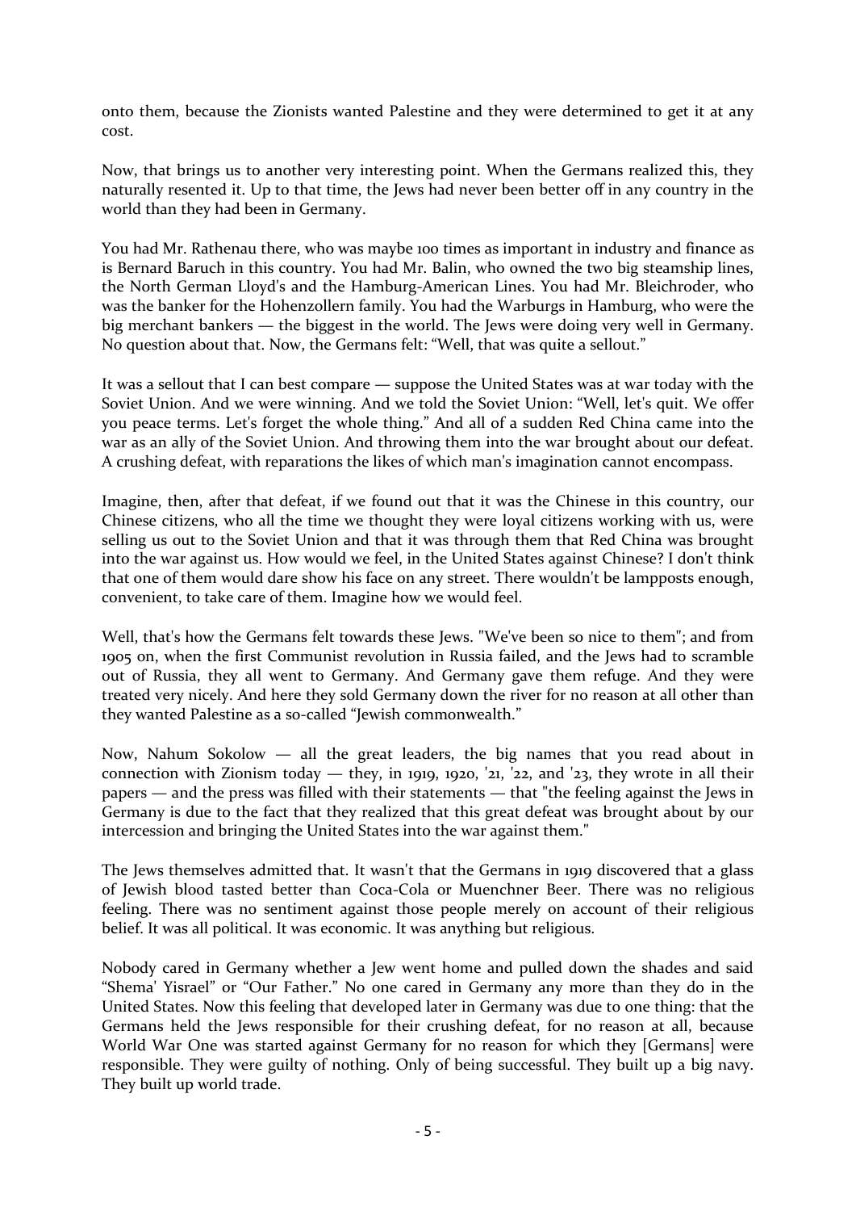onto them, because the Zionists wanted Palestine and they were determined to get it at any cost.

Now, that brings us to another very interesting point. When the Germans realized this, they naturally resented it. Up to that time, the Jews had never been better off in any country in the world than they had been in Germany.

You had Mr. Rathenau there, who was maybe 100 times as important in industry and finance as is Bernard Baruch in this country. You had Mr. Balin, who owned the two big steamship lines, the North German Lloyd's and the Hamburg-American Lines. You had Mr. Bleichroder, who was the banker for the Hohenzollern family. You had the Warburgs in Hamburg, who were the big merchant bankers — the biggest in the world. The Jews were doing very well in Germany. No question about that. Now, the Germans felt: "Well, that was quite a sellout."

It was a sellout that I can best compare — suppose the United States was at war today with the Soviet Union. And we were winning. And we told the Soviet Union: "Well, let's quit. We offer you peace terms. Let's forget the whole thing." And all of a sudden Red China came into the war as an ally of the Soviet Union. And throwing them into the war brought about our defeat. A crushing defeat, with reparations the likes of which man's imagination cannot encompass.

Imagine, then, after that defeat, if we found out that it was the Chinese in this country, our Chinese citizens, who all the time we thought they were loyal citizens working with us, were selling us out to the Soviet Union and that it was through them that Red China was brought into the war against us. How would we feel, in the United States against Chinese? I don't think that one of them would dare show his face on any street. There wouldn't be lampposts enough, convenient, to take care of them. Imagine how we would feel.

Well, that's how the Germans felt towards these Jews. "We've been so nice to them"; and from 1905 on, when the first Communist revolution in Russia failed, and the Jews had to scramble out of Russia, they all went to Germany. And Germany gave them refuge. And they were treated very nicely. And here they sold Germany down the river for no reason at all other than they wanted Palestine as a so-called "Jewish commonwealth."

Now, Nahum Sokolow — all the great leaders, the big names that you read about in connection with Zionism today — they, in 1919, 1920, '21, '22, and '23, they wrote in all their papers — and the press was filled with their statements — that "the feeling against the Jews in Germany is due to the fact that they realized that this great defeat was brought about by our intercession and bringing the United States into the war against them."

The Jews themselves admitted that. It wasn't that the Germans in 1919 discovered that a glass of Jewish blood tasted better than Coca-Cola or Muenchner Beer. There was no religious feeling. There was no sentiment against those people merely on account of their religious belief. It was all political. It was economic. It was anything but religious.

Nobody cared in Germany whether a Jew went home and pulled down the shades and said "Shema' Yisrael" or "Our Father." No one cared in Germany any more than they do in the United States. Now this feeling that developed later in Germany was due to one thing: that the Germans held the Jews responsible for their crushing defeat, for no reason at all, because World War One was started against Germany for no reason for which they [Germans] were responsible. They were guilty of nothing. Only of being successful. They built up a big navy. They built up world trade.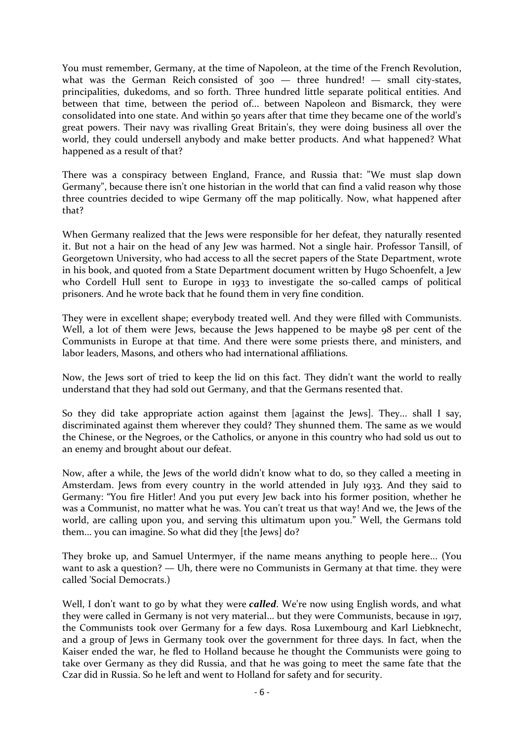You must remember, Germany, at the time of Napoleon, at the time of the French Revolution, what was the German Reich consisted of 300 — three hundred! — small city-states, principalities, dukedoms, and so forth. Three hundred little separate political entities. And between that time, between the period of... between Napoleon and Bismarck, they were consolidated into one state. And within 50 years after that time they became one of the world's great powers. Their navy was rivalling Great Britain's, they were doing business all over the world, they could undersell anybody and make better products. And what happened? What happened as a result of that?

There was a conspiracy between England, France, and Russia that: "We must slap down Germany", because there isn't one historian in the world that can find a valid reason why those three countries decided to wipe Germany off the map politically. Now, what happened after that?

When Germany realized that the Jews were responsible for her defeat, they naturally resented it. But not a hair on the head of any Jew was harmed. Not a single hair. Professor Tansill, of Georgetown University, who had access to all the secret papers of the State Department, wrote in his book, and quoted from a State Department document written by Hugo Schoenfelt, a Jew who Cordell Hull sent to Europe in 1933 to investigate the so-called camps of political prisoners. And he wrote back that he found them in very fine condition.

They were in excellent shape; everybody treated well. And they were filled with Communists. Well, a lot of them were Jews, because the Jews happened to be maybe 98 per cent of the Communists in Europe at that time. And there were some priests there, and ministers, and labor leaders, Masons, and others who had international affiliations.

Now, the Jews sort of tried to keep the lid on this fact. They didn't want the world to really understand that they had sold out Germany, and that the Germans resented that.

So they did take appropriate action against them [against the Jews]. They... shall I say, discriminated against them wherever they could? They shunned them. The same as we would the Chinese, or the Negroes, or the Catholics, or anyone in this country who had sold us out to an enemy and brought about our defeat.

Now, after a while, the Jews of the world didn't know what to do, so they called a meeting in Amsterdam. Jews from every country in the world attended in July 1933. And they said to Germany: "You fire Hitler! And you put every Jew back into his former position, whether he was a Communist, no matter what he was. You can't treat us that way! And we, the Jews of the world, are calling upon you, and serving this ultimatum upon you." Well, the Germans told them... you can imagine. So what did they [the Jews] do?

They broke up, and Samuel Untermyer, if the name means anything to people here... (You want to ask a question? — Uh, there were no Communists in Germany at that time. they were called 'Social Democrats.)

Well, I don't want to go by what they were ***called***. We're now using English words, and what they were called in Germany is not very material... but they were Communists, because in 1917, the Communists took over Germany for a few days. Rosa Luxembourg and Karl Liebknecht, and a group of Jews in Germany took over the government for three days. In fact, when the Kaiser ended the war, he fled to Holland because he thought the Communists were going to take over Germany as they did Russia, and that he was going to meet the same fate that the Czar did in Russia. So he left and went to Holland for safety and for security.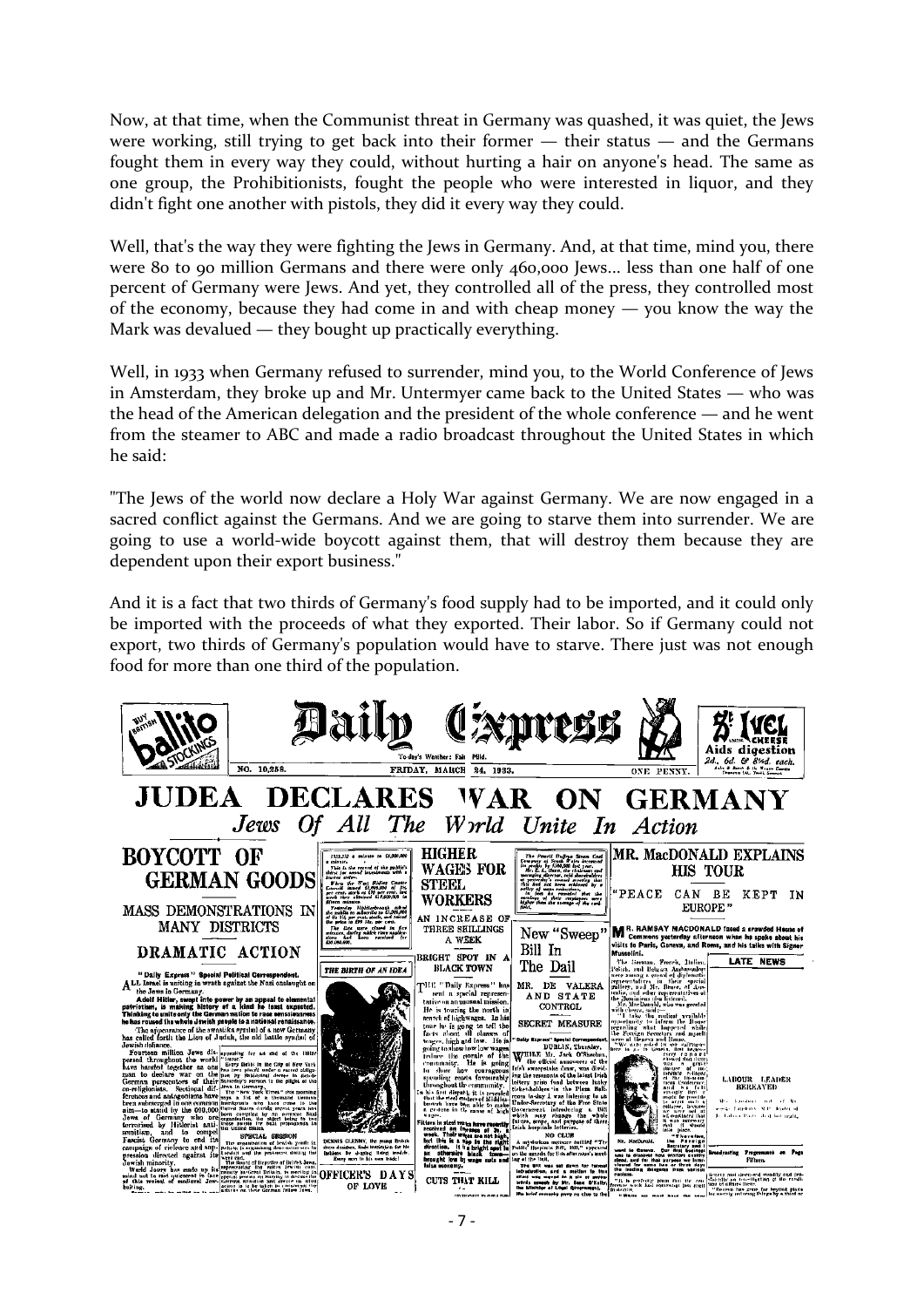Now, at that time, when the Communist threat in Germany was quashed, it was quiet, the Jews were working, still trying to get back into their former — their status — and the Germans fought them in every way they could, without hurting a hair on anyone's head. The same as one group, the Prohibitionists, fought the people who were interested in liquor, and they didn't fight one another with pistols, they did it every way they could.

Well, that's the way they were fighting the Jews in Germany. And, at that time, mind you, there were 80 to 90 million Germans and there were only 460,000 Jews... less than one half of one percent of Germany were Jews. And yet, they controlled all of the press, they controlled most of the economy, because they had come in and with cheap money — you know the way the Mark was devalued — they bought up practically everything.

Well, in 1933 when Germany refused to surrender, mind you, to the World Conference of Jews in Amsterdam, they broke up and Mr. Untermyer came back to the United States — who was the head of the American delegation and the president of the whole conference — and he went from the steamer to ABC and made a radio broadcast throughout the United States in which he said:

"The Jews of the world now declare a Holy War against Germany. We are now engaged in a sacred conflict against the Germans. And we are going to starve them into surrender. We are going to use a world-wide boycott against them, that will destroy them because they are dependent upon their export business."

And it is a fact that two thirds of Germany's food supply had to be imported, and it could only be imported with the proceeds of what they exported. Their labor. So if Germany could not export, two thirds of Germany's population would have to starve. There just was not enough food for more than one third of the population.

**Daily Express** — No. 10,258. — FRIDAY, MARCH 24, 1933. — ONE PENNY.

# JUDEA DECLARES WAR ON GERMANY

*Jews Of All The World Unite In Action*

## BOYCOTT OF GERMAN GOODS

### MASS DEMONSTRATIONS IN MANY DISTRICTS

### DRAMATIC ACTION

## HIGHER WAGES FOR STEEL WORKERS

AN INCREASE OF THREE SHILLINGS A WEEK

BRIGHT SPOT IN A BLACK TOWN

## New "Sweep" Bill In The Dail

MR. DE VALERA AND STATE CONTROL

SECRET MEASURE

## MR. MacDONALD EXPLAINS HIS TOUR

"PEACE CAN BE KEPT IN EUROPE"

THE BIRTH OF AN IDEA

OFFICER'S DAYS OF LOVE

CUTS THAT KILL

LATE NEWS

LABOUR LEADER BEREAVED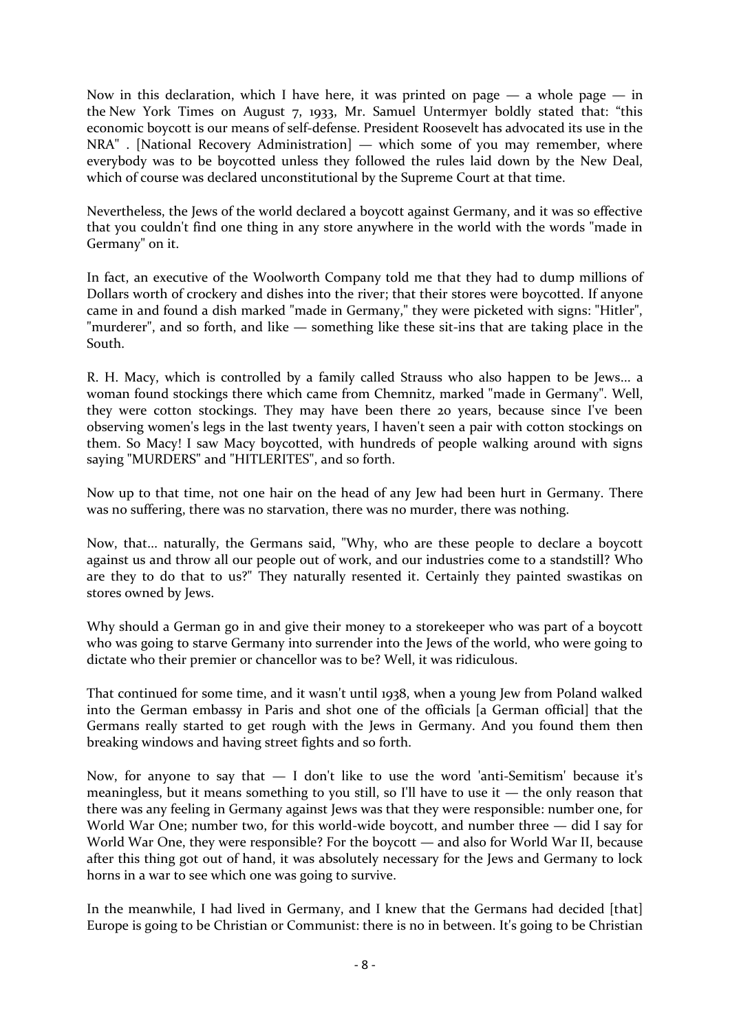Now in this declaration, which I have here, it was printed on page — a whole page — in the New York Times on August 7, 1933, Mr. Samuel Untermyer boldly stated that: "this economic boycott is our means of self-defense. President Roosevelt has advocated its use in the NRA" . [National Recovery Administration] — which some of you may remember, where everybody was to be boycotted unless they followed the rules laid down by the New Deal, which of course was declared unconstitutional by the Supreme Court at that time.

Nevertheless, the Jews of the world declared a boycott against Germany, and it was so effective that you couldn't find one thing in any store anywhere in the world with the words "made in Germany" on it.

In fact, an executive of the Woolworth Company told me that they had to dump millions of Dollars worth of crockery and dishes into the river; that their stores were boycotted. If anyone came in and found a dish marked "made in Germany," they were picketed with signs: "Hitler", "murderer", and so forth, and like — something like these sit-ins that are taking place in the South.

R. H. Macy, which is controlled by a family called Strauss who also happen to be Jews... a woman found stockings there which came from Chemnitz, marked "made in Germany". Well, they were cotton stockings. They may have been there 20 years, because since I've been observing women's legs in the last twenty years, I haven't seen a pair with cotton stockings on them. So Macy! I saw Macy boycotted, with hundreds of people walking around with signs saying "MURDERS" and "HITLERITES", and so forth.

Now up to that time, not one hair on the head of any Jew had been hurt in Germany. There was no suffering, there was no starvation, there was no murder, there was nothing.

Now, that... naturally, the Germans said, "Why, who are these people to declare a boycott against us and throw all our people out of work, and our industries come to a standstill? Who are they to do that to us?" They naturally resented it. Certainly they painted swastikas on stores owned by Jews.

Why should a German go in and give their money to a storekeeper who was part of a boycott who was going to starve Germany into surrender into the Jews of the world, who were going to dictate who their premier or chancellor was to be? Well, it was ridiculous.

That continued for some time, and it wasn't until 1938, when a young Jew from Poland walked into the German embassy in Paris and shot one of the officials [a German official] that the Germans really started to get rough with the Jews in Germany. And you found them then breaking windows and having street fights and so forth.

Now, for anyone to say that — I don't like to use the word 'anti-Semitism' because it's meaningless, but it means something to you still, so I'll have to use it — the only reason that there was any feeling in Germany against Jews was that they were responsible: number one, for World War One; number two, for this world-wide boycott, and number three — did I say for World War One, they were responsible? For the boycott — and also for World War II, because after this thing got out of hand, it was absolutely necessary for the Jews and Germany to lock horns in a war to see which one was going to survive.

In the meanwhile, I had lived in Germany, and I knew that the Germans had decided [that] Europe is going to be Christian or Communist: there is no in between. It's going to be Christian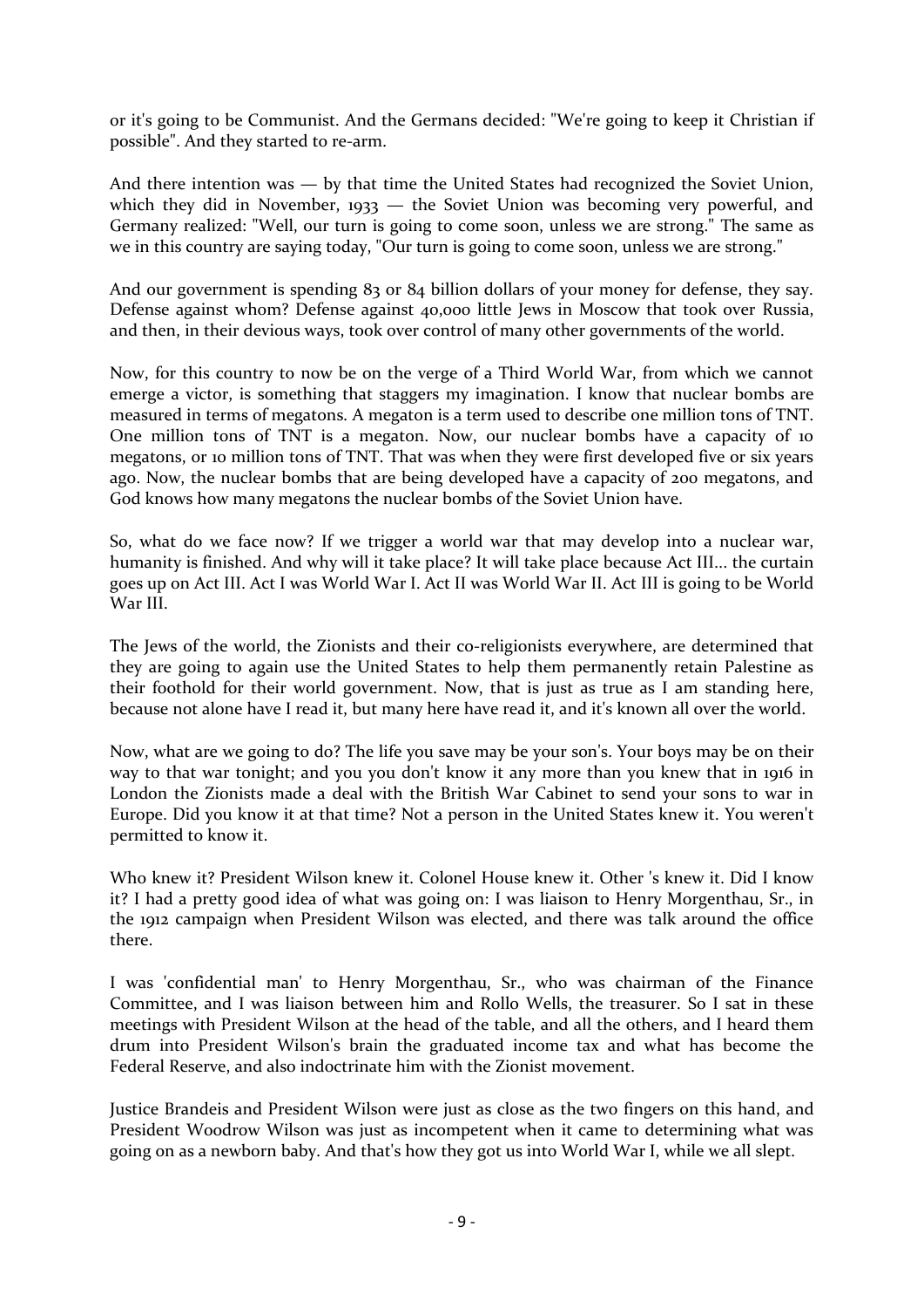or it's going to be Communist. And the Germans decided: "We're going to keep it Christian if possible". And they started to re-arm.

And there intention was — by that time the United States had recognized the Soviet Union, which they did in November, 1933 — the Soviet Union was becoming very powerful, and Germany realized: "Well, our turn is going to come soon, unless we are strong." The same as we in this country are saying today, "Our turn is going to come soon, unless we are strong."

And our government is spending 83 or 84 billion dollars of your money for defense, they say. Defense against whom? Defense against 40,000 little Jews in Moscow that took over Russia, and then, in their devious ways, took over control of many other governments of the world.

Now, for this country to now be on the verge of a Third World War, from which we cannot emerge a victor, is something that staggers my imagination. I know that nuclear bombs are measured in terms of megatons. A megaton is a term used to describe one million tons of TNT. One million tons of TNT is a megaton. Now, our nuclear bombs have a capacity of 10 megatons, or 10 million tons of TNT. That was when they were first developed five or six years ago. Now, the nuclear bombs that are being developed have a capacity of 200 megatons, and God knows how many megatons the nuclear bombs of the Soviet Union have.

So, what do we face now? If we trigger a world war that may develop into a nuclear war, humanity is finished. And why will it take place? It will take place because Act III... the curtain goes up on Act III. Act I was World War I. Act II was World War II. Act III is going to be World War III.

The Jews of the world, the Zionists and their co-religionists everywhere, are determined that they are going to again use the United States to help them permanently retain Palestine as their foothold for their world government. Now, that is just as true as I am standing here, because not alone have I read it, but many here have read it, and it's known all over the world.

Now, what are we going to do? The life you save may be your son's. Your boys may be on their way to that war tonight; and you you don't know it any more than you knew that in 1916 in London the Zionists made a deal with the British War Cabinet to send your sons to war in Europe. Did you know it at that time? Not a person in the United States knew it. You weren't permitted to know it.

Who knew it? President Wilson knew it. Colonel House knew it. Other 's knew it. Did I know it? I had a pretty good idea of what was going on: I was liaison to Henry Morgenthau, Sr., in the 1912 campaign when President Wilson was elected, and there was talk around the office there.

I was 'confidential man' to Henry Morgenthau, Sr., who was chairman of the Finance Committee, and I was liaison between him and Rollo Wells, the treasurer. So I sat in these meetings with President Wilson at the head of the table, and all the others, and I heard them drum into President Wilson's brain the graduated income tax and what has become the Federal Reserve, and also indoctrinate him with the Zionist movement.

Justice Brandeis and President Wilson were just as close as the two fingers on this hand, and President Woodrow Wilson was just as incompetent when it came to determining what was going on as a newborn baby. And that's how they got us into World War I, while we all slept.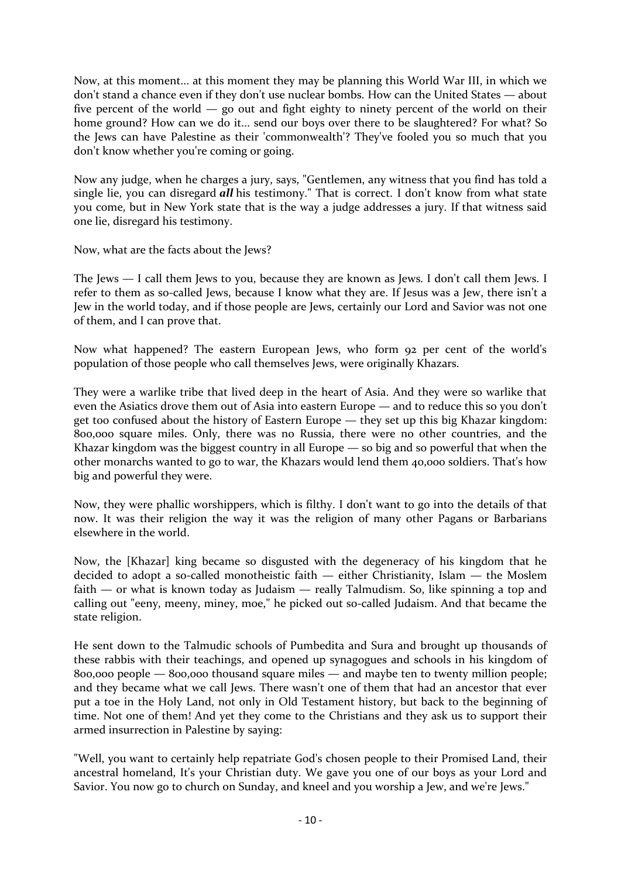Now, at this moment... at this moment they may be planning this World War III, in which we don't stand a chance even if they don't use nuclear bombs. How can the United States — about five percent of the world — go out and fight eighty to ninety percent of the world on their home ground? How can we do it... send our boys over there to be slaughtered? For what? So the Jews can have Palestine as their 'commonwealth'? They've fooled you so much that you don't know whether you're coming or going.

Now any judge, when he charges a jury, says, "Gentlemen, any witness that you find has told a single lie, you can disregard ***all*** his testimony." That is correct. I don't know from what state you come, but in New York state that is the way a judge addresses a jury. If that witness said one lie, disregard his testimony.

Now, what are the facts about the Jews?

The Jews — I call them Jews to you, because they are known as Jews. I don't call them Jews. I refer to them as so-called Jews, because I know what they are. If Jesus was a Jew, there isn't a Jew in the world today, and if those people are Jews, certainly our Lord and Savior was not one of them, and I can prove that.

Now what happened? The eastern European Jews, who form 92 per cent of the world's population of those people who call themselves Jews, were originally Khazars.

They were a warlike tribe that lived deep in the heart of Asia. And they were so warlike that even the Asiatics drove them out of Asia into eastern Europe — and to reduce this so you don't get too confused about the history of Eastern Europe — they set up this big Khazar kingdom: 800,000 square miles. Only, there was no Russia, there were no other countries, and the Khazar kingdom was the biggest country in all Europe — so big and so powerful that when the other monarchs wanted to go to war, the Khazars would lend them 40,000 soldiers. That's how big and powerful they were.

Now, they were phallic worshippers, which is filthy. I don't want to go into the details of that now. It was their religion the way it was the religion of many other Pagans or Barbarians elsewhere in the world.

Now, the [Khazar] king became so disgusted with the degeneracy of his kingdom that he decided to adopt a so-called monotheistic faith — either Christianity, Islam — the Moslem faith — or what is known today as Judaism — really Talmudism. So, like spinning a top and calling out "eeny, meeny, miney, moe," he picked out so-called Judaism. And that became the state religion.

He sent down to the Talmudic schools of Pumbedita and Sura and brought up thousands of these rabbis with their teachings, and opened up synagogues and schools in his kingdom of 800,000 people — 800,000 thousand square miles — and maybe ten to twenty million people; and they became what we call Jews. There wasn't one of them that had an ancestor that ever put a toe in the Holy Land, not only in Old Testament history, but back to the beginning of time. Not one of them! And yet they come to the Christians and they ask us to support their armed insurrection in Palestine by saying:

"Well, you want to certainly help repatriate God's chosen people to their Promised Land, their ancestral homeland, It's your Christian duty. We gave you one of our boys as your Lord and Savior. You now go to church on Sunday, and kneel and you worship a Jew, and we're Jews."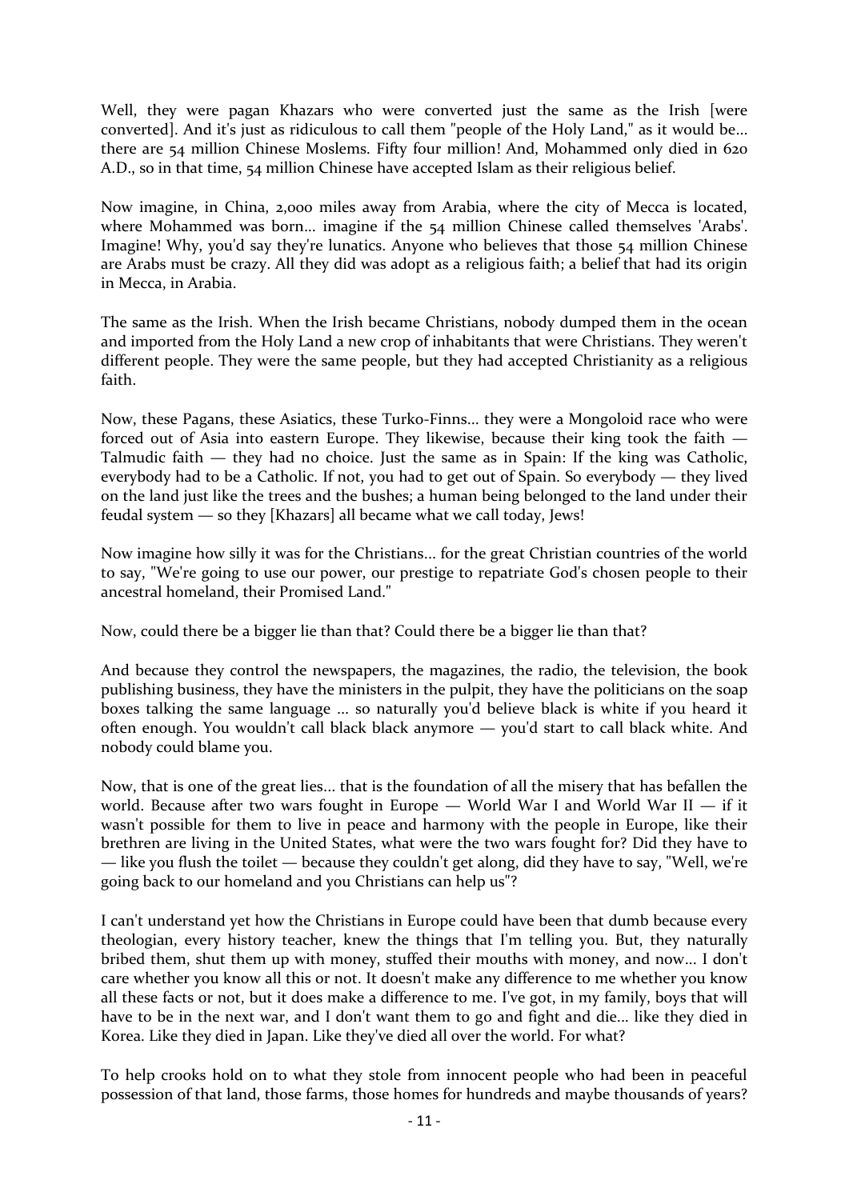Well, they were pagan Khazars who were converted just the same as the Irish [were converted]. And it's just as ridiculous to call them "people of the Holy Land," as it would be... there are 54 million Chinese Moslems. Fifty four million! And, Mohammed only died in 620 A.D., so in that time, 54 million Chinese have accepted Islam as their religious belief.

Now imagine, in China, 2,000 miles away from Arabia, where the city of Mecca is located, where Mohammed was born... imagine if the 54 million Chinese called themselves 'Arabs'. Imagine! Why, you'd say they're lunatics. Anyone who believes that those 54 million Chinese are Arabs must be crazy. All they did was adopt as a religious faith; a belief that had its origin in Mecca, in Arabia.

The same as the Irish. When the Irish became Christians, nobody dumped them in the ocean and imported from the Holy Land a new crop of inhabitants that were Christians. They weren't different people. They were the same people, but they had accepted Christianity as a religious faith.

Now, these Pagans, these Asiatics, these Turko-Finns... they were a Mongoloid race who were forced out of Asia into eastern Europe. They likewise, because their king took the faith — Talmudic faith — they had no choice. Just the same as in Spain: If the king was Catholic, everybody had to be a Catholic. If not, you had to get out of Spain. So everybody — they lived on the land just like the trees and the bushes; a human being belonged to the land under their feudal system — so they [Khazars] all became what we call today, Jews!

Now imagine how silly it was for the Christians... for the great Christian countries of the world to say, "We're going to use our power, our prestige to repatriate God's chosen people to their ancestral homeland, their Promised Land."

Now, could there be a bigger lie than that? Could there be a bigger lie than that?

And because they control the newspapers, the magazines, the radio, the television, the book publishing business, they have the ministers in the pulpit, they have the politicians on the soap boxes talking the same language ... so naturally you'd believe black is white if you heard it often enough. You wouldn't call black black anymore — you'd start to call black white. And nobody could blame you.

Now, that is one of the great lies... that is the foundation of all the misery that has befallen the world. Because after two wars fought in Europe — World War I and World War II — if it wasn't possible for them to live in peace and harmony with the people in Europe, like their brethren are living in the United States, what were the two wars fought for? Did they have to — like you flush the toilet — because they couldn't get along, did they have to say, "Well, we're going back to our homeland and you Christians can help us"?

I can't understand yet how the Christians in Europe could have been that dumb because every theologian, every history teacher, knew the things that I'm telling you. But, they naturally bribed them, shut them up with money, stuffed their mouths with money, and now... I don't care whether you know all this or not. It doesn't make any difference to me whether you know all these facts or not, but it does make a difference to me. I've got, in my family, boys that will have to be in the next war, and I don't want them to go and fight and die... like they died in Korea. Like they died in Japan. Like they've died all over the world. For what?

To help crooks hold on to what they stole from innocent people who had been in peaceful possession of that land, those farms, those homes for hundreds and maybe thousands of years?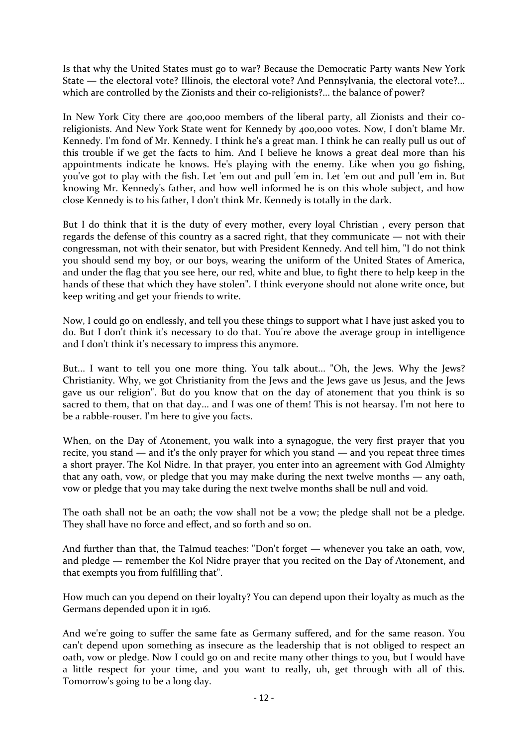Is that why the United States must go to war? Because the Democratic Party wants New York State — the electoral vote? Illinois, the electoral vote? And Pennsylvania, the electoral vote?... which are controlled by the Zionists and their co-religionists?... the balance of power?

In New York City there are 400,000 members of the liberal party, all Zionists and their co-religionists. And New York State went for Kennedy by 400,000 votes. Now, I don't blame Mr. Kennedy. I'm fond of Mr. Kennedy. I think he's a great man. I think he can really pull us out of this trouble if we get the facts to him. And I believe he knows a great deal more than his appointments indicate he knows. He's playing with the enemy. Like when you go fishing, you've got to play with the fish. Let 'em out and pull 'em in. Let 'em out and pull 'em in. But knowing Mr. Kennedy's father, and how well informed he is on this whole subject, and how close Kennedy is to his father, I don't think Mr. Kennedy is totally in the dark.

But I do think that it is the duty of every mother, every loyal Christian , every person that regards the defense of this country as a sacred right, that they communicate — not with their congressman, not with their senator, but with President Kennedy. And tell him, "I do not think you should send my boy, or our boys, wearing the uniform of the United States of America, and under the flag that you see here, our red, white and blue, to fight there to help keep in the hands of these that which they have stolen". I think everyone should not alone write once, but keep writing and get your friends to write.

Now, I could go on endlessly, and tell you these things to support what I have just asked you to do. But I don't think it's necessary to do that. You're above the average group in intelligence and I don't think it's necessary to impress this anymore.

But... I want to tell you one more thing. You talk about... "Oh, the Jews. Why the Jews? Christianity. Why, we got Christianity from the Jews and the Jews gave us Jesus, and the Jews gave us our religion". But do you know that on the day of atonement that you think is so sacred to them, that on that day... and I was one of them! This is not hearsay. I'm not here to be a rabble-rouser. I'm here to give you facts.

When, on the Day of Atonement, you walk into a synagogue, the very first prayer that you recite, you stand — and it's the only prayer for which you stand — and you repeat three times a short prayer. The Kol Nidre. In that prayer, you enter into an agreement with God Almighty that any oath, vow, or pledge that you may make during the next twelve months — any oath, vow or pledge that you may take during the next twelve months shall be null and void.

The oath shall not be an oath; the vow shall not be a vow; the pledge shall not be a pledge. They shall have no force and effect, and so forth and so on.

And further than that, the Talmud teaches: "Don't forget — whenever you take an oath, vow, and pledge — remember the Kol Nidre prayer that you recited on the Day of Atonement, and that exempts you from fulfilling that".

How much can you depend on their loyalty? You can depend upon their loyalty as much as the Germans depended upon it in 1916.

And we're going to suffer the same fate as Germany suffered, and for the same reason. You can't depend upon something as insecure as the leadership that is not obliged to respect an oath, vow or pledge. Now I could go on and recite many other things to you, but I would have a little respect for your time, and you want to really, uh, get through with all of this. Tomorrow's going to be a long day.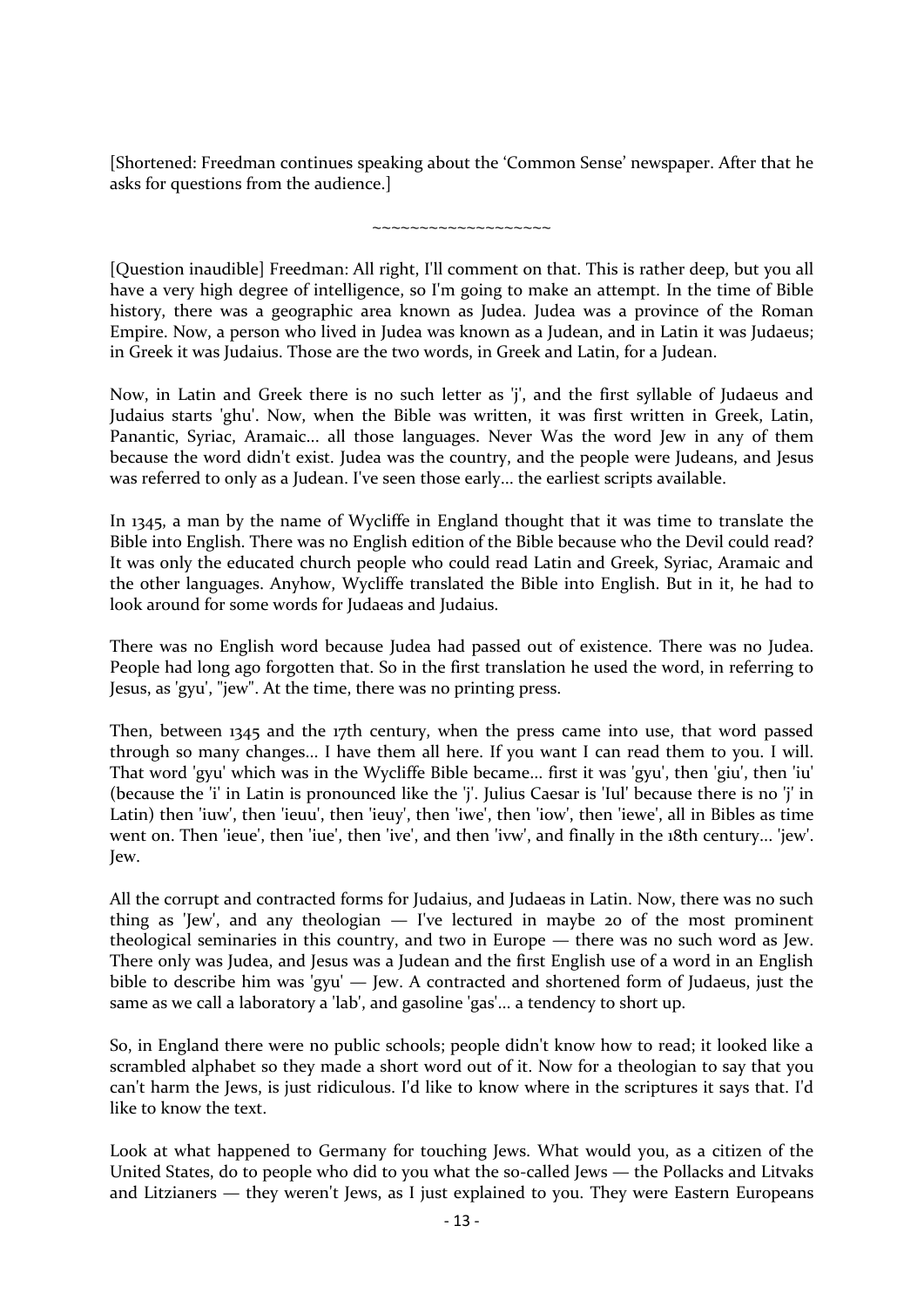[Shortened: Freedman continues speaking about the 'Common Sense' newspaper. After that he asks for questions from the audience.]

~~~~~~~~~~~~~~~~~~~

[Question inaudible] Freedman: All right, I'll comment on that. This is rather deep, but you all have a very high degree of intelligence, so I'm going to make an attempt. In the time of Bible history, there was a geographic area known as Judea. Judea was a province of the Roman Empire. Now, a person who lived in Judea was known as a Judean, and in Latin it was Judaeus; in Greek it was Judaius. Those are the two words, in Greek and Latin, for a Judean.

Now, in Latin and Greek there is no such letter as 'j', and the first syllable of Judaeus and Judaius starts 'ghu'. Now, when the Bible was written, it was first written in Greek, Latin, Panantic, Syriac, Aramaic... all those languages. Never Was the word Jew in any of them because the word didn't exist. Judea was the country, and the people were Judeans, and Jesus was referred to only as a Judean. I've seen those early... the earliest scripts available.

In 1345, a man by the name of Wycliffe in England thought that it was time to translate the Bible into English. There was no English edition of the Bible because who the Devil could read? It was only the educated church people who could read Latin and Greek, Syriac, Aramaic and the other languages. Anyhow, Wycliffe translated the Bible into English. But in it, he had to look around for some words for Judaeas and Judaius.

There was no English word because Judea had passed out of existence. There was no Judea. People had long ago forgotten that. So in the first translation he used the word, in referring to Jesus, as 'gyu', "jew". At the time, there was no printing press.

Then, between 1345 and the 17th century, when the press came into use, that word passed through so many changes... I have them all here. If you want I can read them to you. I will. That word 'gyu' which was in the Wycliffe Bible became... first it was 'gyu', then 'giu', then 'iu' (because the 'i' in Latin is pronounced like the 'j'. Julius Caesar is 'Iul' because there is no 'j' in Latin) then 'iuw', then 'ieuu', then 'ieuy', then 'iwe', then 'iow', then 'iewe', all in Bibles as time went on. Then 'ieue', then 'iue', then 'ive', and then 'ivw', and finally in the 18th century... 'jew'. Jew.

All the corrupt and contracted forms for Judaius, and Judaeas in Latin. Now, there was no such thing as 'Jew', and any theologian — I've lectured in maybe 20 of the most prominent theological seminaries in this country, and two in Europe — there was no such word as Jew. There only was Judea, and Jesus was a Judean and the first English use of a word in an English bible to describe him was 'gyu' — Jew. A contracted and shortened form of Judaeus, just the same as we call a laboratory a 'lab', and gasoline 'gas'... a tendency to short up.

So, in England there were no public schools; people didn't know how to read; it looked like a scrambled alphabet so they made a short word out of it. Now for a theologian to say that you can't harm the Jews, is just ridiculous. I'd like to know where in the scriptures it says that. I'd like to know the text.

Look at what happened to Germany for touching Jews. What would you, as a citizen of the United States, do to people who did to you what the so-called Jews — the Pollacks and Litvaks and Litzianers — they weren't Jews, as I just explained to you. They were Eastern Europeans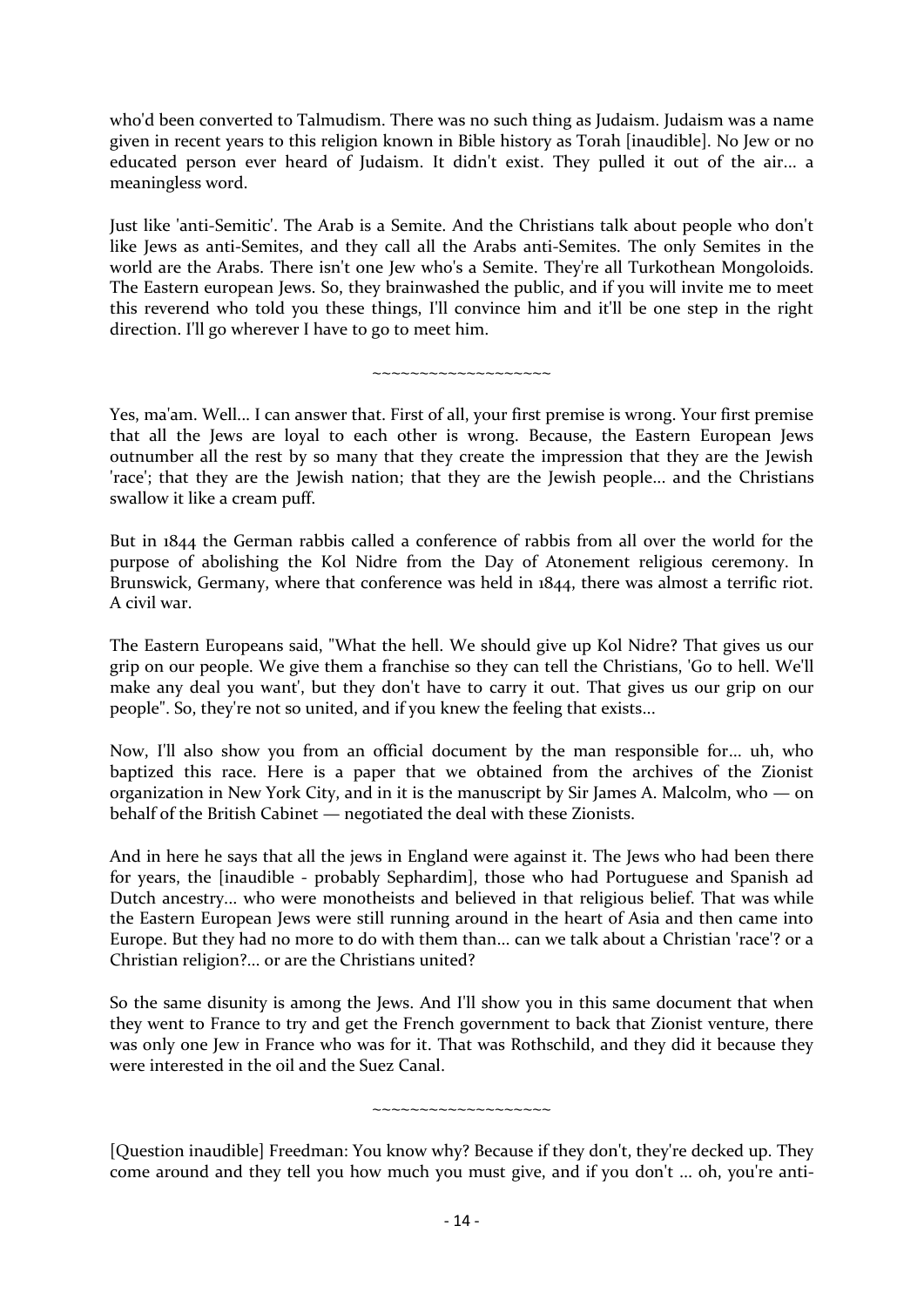who'd been converted to Talmudism. There was no such thing as Judaism. Judaism was a name given in recent years to this religion known in Bible history as Torah [inaudible]. No Jew or no educated person ever heard of Judaism. It didn't exist. They pulled it out of the air... a meaningless word.

Just like 'anti-Semitic'. The Arab is a Semite. And the Christians talk about people who don't like Jews as anti-Semites, and they call all the Arabs anti-Semites. The only Semites in the world are the Arabs. There isn't one Jew who's a Semite. They're all Turkothean Mongoloids. The Eastern european Jews. So, they brainwashed the public, and if you will invite me to meet this reverend who told you these things, I'll convince him and it'll be one step in the right direction. I'll go wherever I have to go to meet him.

~~~~~~~~~~~~~~~~~~~

Yes, ma'am. Well... I can answer that. First of all, your first premise is wrong. Your first premise that all the Jews are loyal to each other is wrong. Because, the Eastern European Jews outnumber all the rest by so many that they create the impression that they are the Jewish 'race'; that they are the Jewish nation; that they are the Jewish people... and the Christians swallow it like a cream puff.

But in 1844 the German rabbis called a conference of rabbis from all over the world for the purpose of abolishing the Kol Nidre from the Day of Atonement religious ceremony. In Brunswick, Germany, where that conference was held in 1844, there was almost a terrific riot. A civil war.

The Eastern Europeans said, "What the hell. We should give up Kol Nidre? That gives us our grip on our people. We give them a franchise so they can tell the Christians, 'Go to hell. We'll make any deal you want', but they don't have to carry it out. That gives us our grip on our people". So, they're not so united, and if you knew the feeling that exists...

Now, I'll also show you from an official document by the man responsible for... uh, who baptized this race. Here is a paper that we obtained from the archives of the Zionist organization in New York City, and in it is the manuscript by Sir James A. Malcolm, who — on behalf of the British Cabinet — negotiated the deal with these Zionists.

And in here he says that all the jews in England were against it. The Jews who had been there for years, the [inaudible - probably Sephardim], those who had Portuguese and Spanish ad Dutch ancestry... who were monotheists and believed in that religious belief. That was while the Eastern European Jews were still running around in the heart of Asia and then came into Europe. But they had no more to do with them than... can we talk about a Christian 'race'? or a Christian religion?... or are the Christians united?

So the same disunity is among the Jews. And I'll show you in this same document that when they went to France to try and get the French government to back that Zionist venture, there was only one Jew in France who was for it. That was Rothschild, and they did it because they were interested in the oil and the Suez Canal.

~~~~~~~~~~~~~~~~~~~

[Question inaudible] Freedman: You know why? Because if they don't, they're decked up. They come around and they tell you how much you must give, and if you don't ... oh, you're anti-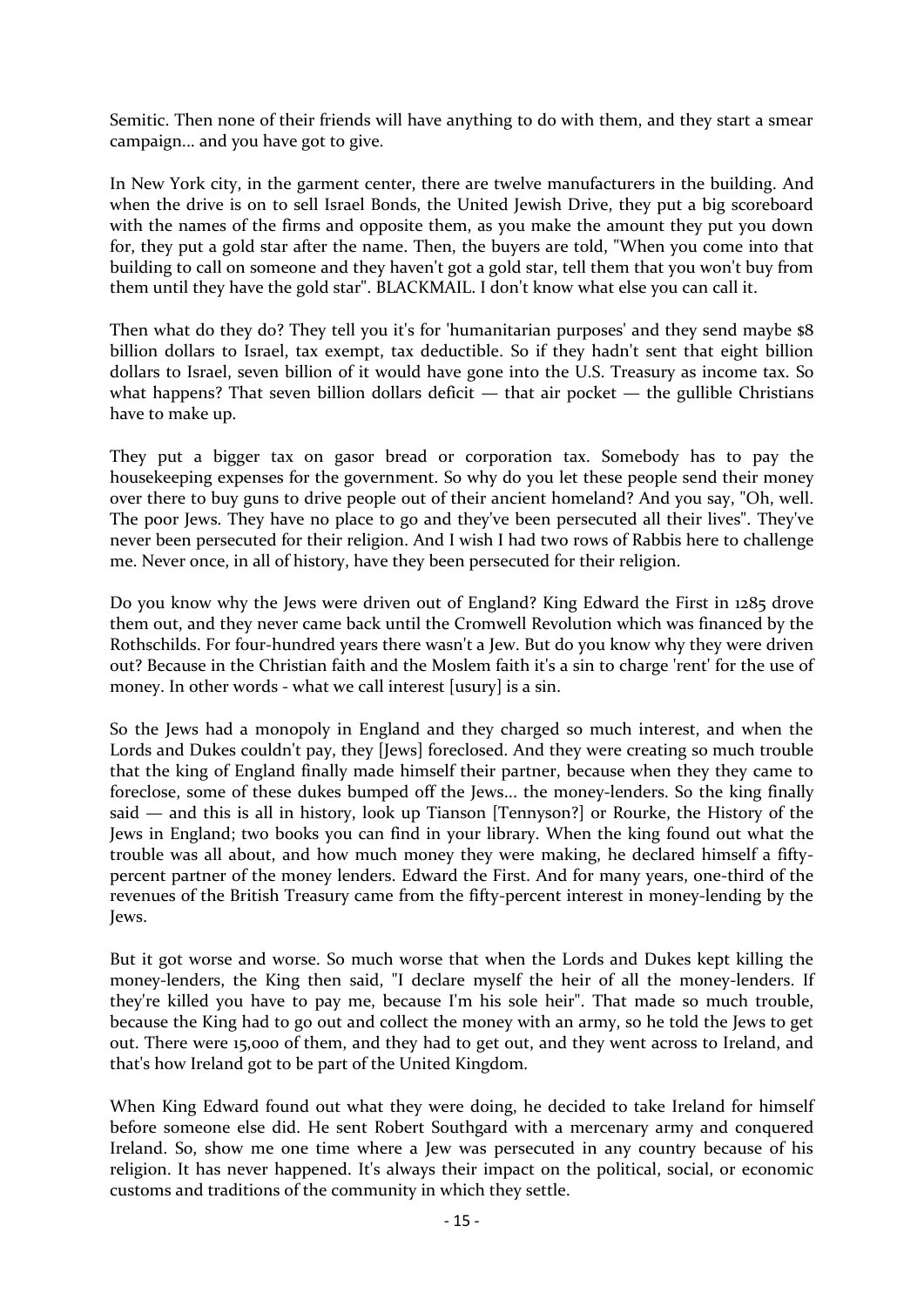Semitic. Then none of their friends will have anything to do with them, and they start a smear campaign... and you have got to give.

In New York city, in the garment center, there are twelve manufacturers in the building. And when the drive is on to sell Israel Bonds, the United Jewish Drive, they put a big scoreboard with the names of the firms and opposite them, as you make the amount they put you down for, they put a gold star after the name. Then, the buyers are told, "When you come into that building to call on someone and they haven't got a gold star, tell them that you won't buy from them until they have the gold star". BLACKMAIL. I don't know what else you can call it.

Then what do they do? They tell you it's for 'humanitarian purposes' and they send maybe $8 billion dollars to Israel, tax exempt, tax deductible. So if they hadn't sent that eight billion dollars to Israel, seven billion of it would have gone into the U.S. Treasury as income tax. So what happens? That seven billion dollars deficit — that air pocket — the gullible Christians have to make up.

They put a bigger tax on gasor bread or corporation tax. Somebody has to pay the housekeeping expenses for the government. So why do you let these people send their money over there to buy guns to drive people out of their ancient homeland? And you say, "Oh, well. The poor Jews. They have no place to go and they've been persecuted all their lives". They've never been persecuted for their religion. And I wish I had two rows of Rabbis here to challenge me. Never once, in all of history, have they been persecuted for their religion.

Do you know why the Jews were driven out of England? King Edward the First in 1285 drove them out, and they never came back until the Cromwell Revolution which was financed by the Rothschilds. For four-hundred years there wasn't a Jew. But do you know why they were driven out? Because in the Christian faith and the Moslem faith it's a sin to charge 'rent' for the use of money. In other words - what we call interest [usury] is a sin.

So the Jews had a monopoly in England and they charged so much interest, and when the Lords and Dukes couldn't pay, they [Jews] foreclosed. And they were creating so much trouble that the king of England finally made himself their partner, because when they they came to foreclose, some of these dukes bumped off the Jews... the money-lenders. So the king finally said — and this is all in history, look up Tianson [Tennyson?] or Rourke, the History of the Jews in England; two books you can find in your library. When the king found out what the trouble was all about, and how much money they were making, he declared himself a fifty-percent partner of the money lenders. Edward the First. And for many years, one-third of the revenues of the British Treasury came from the fifty-percent interest in money-lending by the Jews.

But it got worse and worse. So much worse that when the Lords and Dukes kept killing the money-lenders, the King then said, "I declare myself the heir of all the money-lenders. If they're killed you have to pay me, because I'm his sole heir". That made so much trouble, because the King had to go out and collect the money with an army, so he told the Jews to get out. There were 15,000 of them, and they had to get out, and they went across to Ireland, and that's how Ireland got to be part of the United Kingdom.

When King Edward found out what they were doing, he decided to take Ireland for himself before someone else did. He sent Robert Southgard with a mercenary army and conquered Ireland. So, show me one time where a Jew was persecuted in any country because of his religion. It has never happened. It's always their impact on the political, social, or economic customs and traditions of the community in which they settle.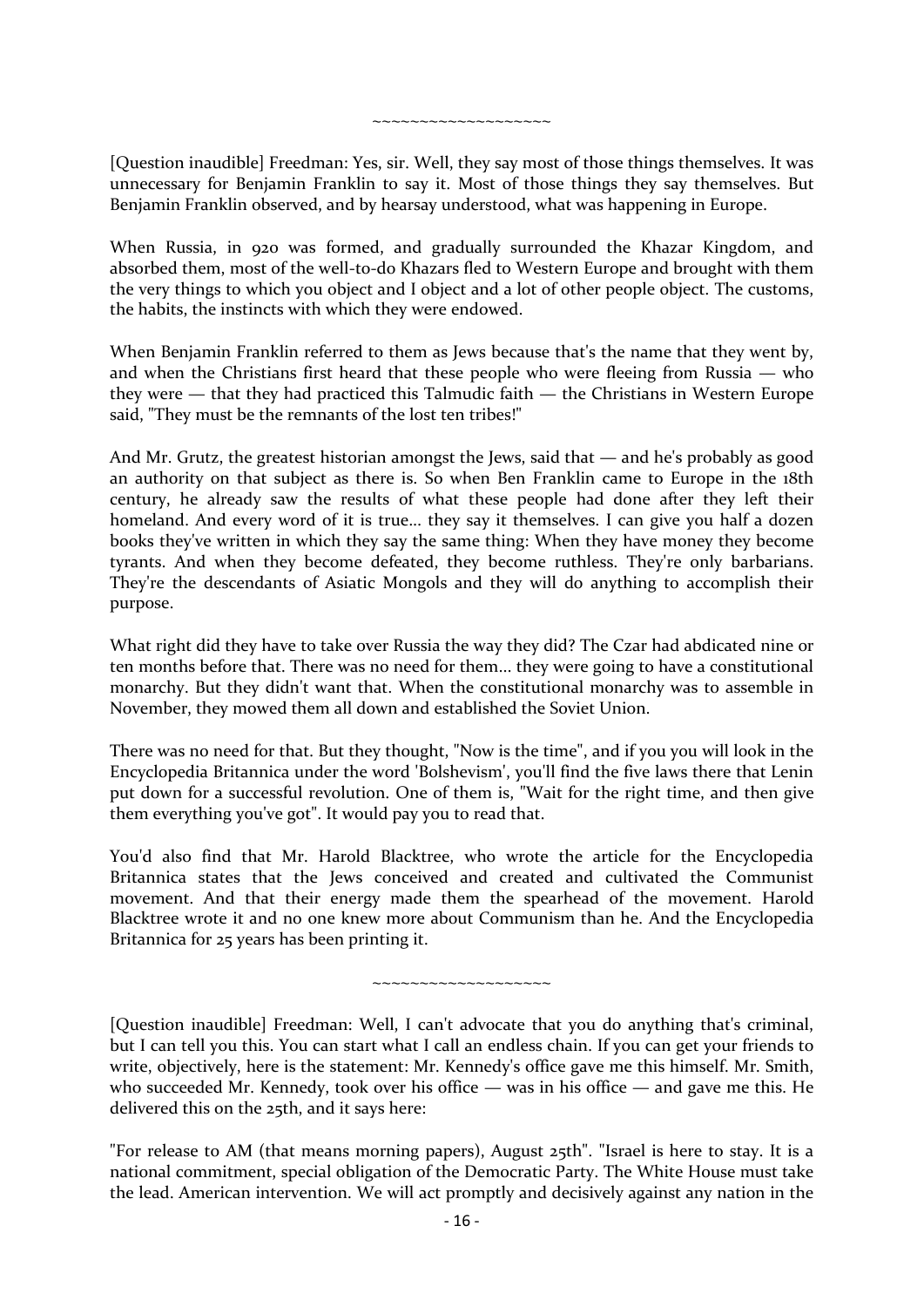~~~~~~~~~~~~~~~~~~~

[Question inaudible] Freedman: Yes, sir. Well, they say most of those things themselves. It was unnecessary for Benjamin Franklin to say it. Most of those things they say themselves. But Benjamin Franklin observed, and by hearsay understood, what was happening in Europe.

When Russia, in 920 was formed, and gradually surrounded the Khazar Kingdom, and absorbed them, most of the well-to-do Khazars fled to Western Europe and brought with them the very things to which you object and I object and a lot of other people object. The customs, the habits, the instincts with which they were endowed.

When Benjamin Franklin referred to them as Jews because that's the name that they went by, and when the Christians first heard that these people who were fleeing from Russia — who they were — that they had practiced this Talmudic faith — the Christians in Western Europe said, "They must be the remnants of the lost ten tribes!"

And Mr. Grutz, the greatest historian amongst the Jews, said that — and he's probably as good an authority on that subject as there is. So when Ben Franklin came to Europe in the 18th century, he already saw the results of what these people had done after they left their homeland. And every word of it is true... they say it themselves. I can give you half a dozen books they've written in which they say the same thing: When they have money they become tyrants. And when they become defeated, they become ruthless. They're only barbarians. They're the descendants of Asiatic Mongols and they will do anything to accomplish their purpose.

What right did they have to take over Russia the way they did? The Czar had abdicated nine or ten months before that. There was no need for them... they were going to have a constitutional monarchy. But they didn't want that. When the constitutional monarchy was to assemble in November, they mowed them all down and established the Soviet Union.

There was no need for that. But they thought, "Now is the time", and if you you will look in the Encyclopedia Britannica under the word 'Bolshevism', you'll find the five laws there that Lenin put down for a successful revolution. One of them is, "Wait for the right time, and then give them everything you've got". It would pay you to read that.

You'd also find that Mr. Harold Blacktree, who wrote the article for the Encyclopedia Britannica states that the Jews conceived and created and cultivated the Communist movement. And that their energy made them the spearhead of the movement. Harold Blacktree wrote it and no one knew more about Communism than he. And the Encyclopedia Britannica for 25 years has been printing it.

~~~~~~~~~~~~~~~~~~~

[Question inaudible] Freedman: Well, I can't advocate that you do anything that's criminal, but I can tell you this. You can start what I call an endless chain. If you can get your friends to write, objectively, here is the statement: Mr. Kennedy's office gave me this himself. Mr. Smith, who succeeded Mr. Kennedy, took over his office — was in his office — and gave me this. He delivered this on the 25th, and it says here:

"For release to AM (that means morning papers), August 25th". "Israel is here to stay. It is a national commitment, special obligation of the Democratic Party. The White House must take the lead. American intervention. We will act promptly and decisively against any nation in the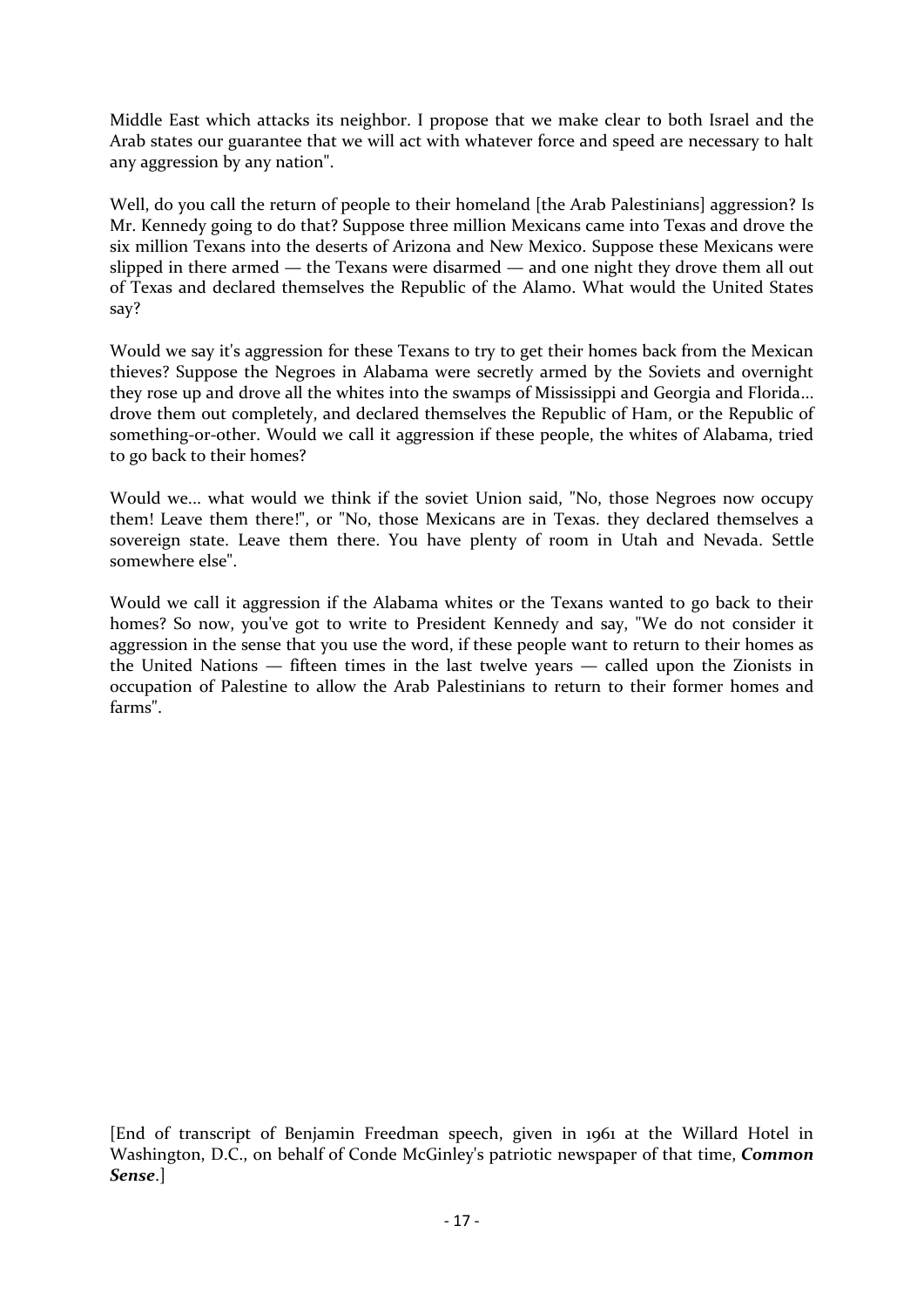Middle East which attacks its neighbor. I propose that we make clear to both Israel and the Arab states our guarantee that we will act with whatever force and speed are necessary to halt any aggression by any nation".

Well, do you call the return of people to their homeland [the Arab Palestinians] aggression? Is Mr. Kennedy going to do that? Suppose three million Mexicans came into Texas and drove the six million Texans into the deserts of Arizona and New Mexico. Suppose these Mexicans were slipped in there armed — the Texans were disarmed — and one night they drove them all out of Texas and declared themselves the Republic of the Alamo. What would the United States say?

Would we say it's aggression for these Texans to try to get their homes back from the Mexican thieves? Suppose the Negroes in Alabama were secretly armed by the Soviets and overnight they rose up and drove all the whites into the swamps of Mississippi and Georgia and Florida... drove them out completely, and declared themselves the Republic of Ham, or the Republic of something-or-other. Would we call it aggression if these people, the whites of Alabama, tried to go back to their homes?

Would we... what would we think if the soviet Union said, "No, those Negroes now occupy them! Leave them there!", or "No, those Mexicans are in Texas. they declared themselves a sovereign state. Leave them there. You have plenty of room in Utah and Nevada. Settle somewhere else".

Would we call it aggression if the Alabama whites or the Texans wanted to go back to their homes? So now, you've got to write to President Kennedy and say, "We do not consider it aggression in the sense that you use the word, if these people want to return to their homes as the United Nations — fifteen times in the last twelve years — called upon the Zionists in occupation of Palestine to allow the Arab Palestinians to return to their former homes and farms".

[End of transcript of Benjamin Freedman speech, given in 1961 at the Willard Hotel in Washington, D.C., on behalf of Conde McGinley's patriotic newspaper of that time, ***Common Sense***.]